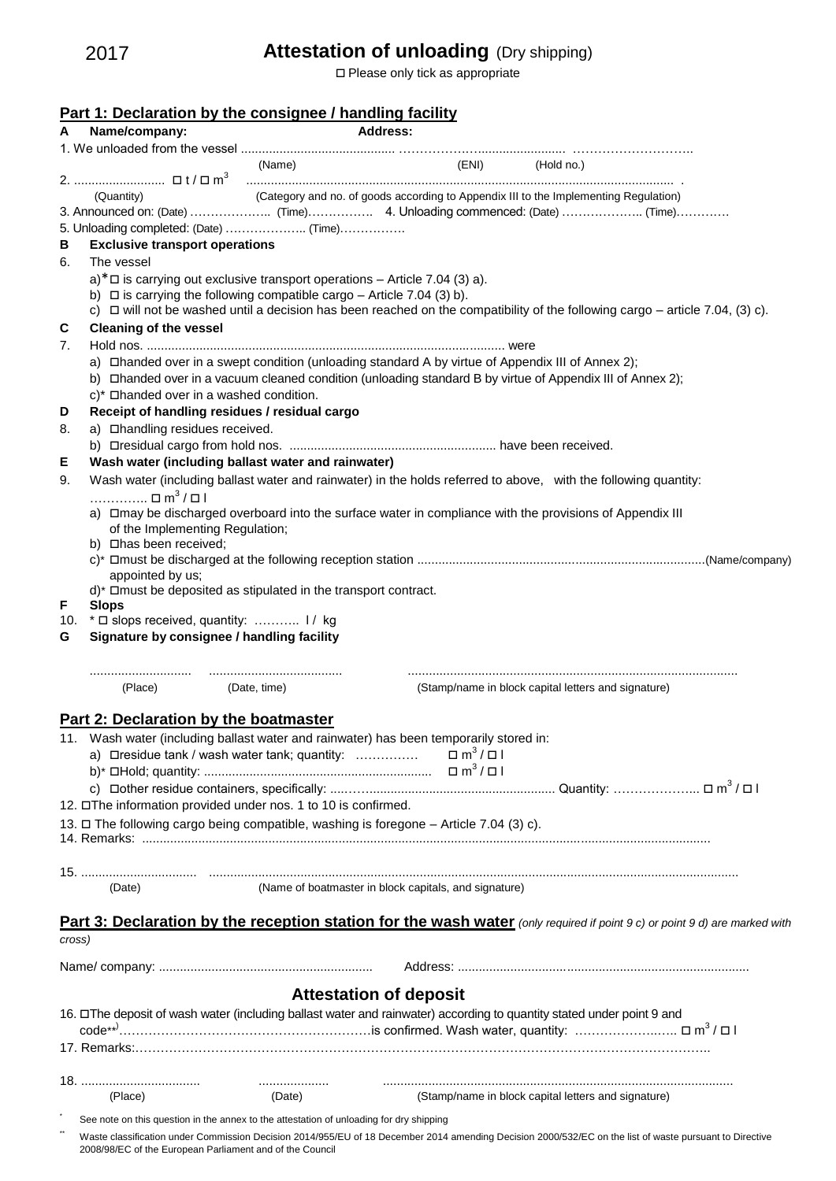2017

# Attestation of unloading (Dry shipping)

☐ Please only tick as appropriate

## Part 1: Declaration by the consignee / handling facility

**A Name/company:** **Address:**

1. We unloaded from the vessel ............................................ ………………….......................... ………………………..
(Name) (ENI) (Hold no.)

2. .......................... ☐ t / ☐ $m^3$ ......................................................................................................................... .
(Quantity) (Category and no. of goods according to Appendix III to the Implementing Regulation)

3. Announced on: (Date) ……………….. (Time)……………. 4. Unloading commenced: (Date) ……………….. (Time)…………

5. Unloading completed: (Date) ……………….. (Time)…………….

**B Exclusive transport operations**

6. The vessel
   a)* ☐ is carrying out exclusive transport operations – Article 7.04 (3) a).
   b) ☐ is carrying the following compatible cargo – Article 7.04 (3) b).
   c) ☐ will not be washed until a decision has been reached on the compatibility of the following cargo – article 7.04, (3) c).

**C Cleaning of the vessel**

7. Hold nos. ...................................................................................................... were
   a) ☐handed over in a swept condition (unloading standard A by virtue of Appendix III of Annex 2);
   b) ☐handed over in a vacuum cleaned condition (unloading standard B by virtue of Appendix III of Annex 2);
   c)* ☐handed over in a washed condition.

**D Receipt of handling residues / residual cargo**

8. a) ☐handling residues received.
   b) ☐residual cargo from hold nos. .......................................................... have been received.

**E Wash water (including ballast water and rainwater)**

9. Wash water (including ballast water and rainwater) in the holds referred to above, with the following quantity:
   ………….. ☐ $m^3$ / ☐ l
   a) ☐may be discharged overboard into the surface water in compliance with the provisions of Appendix III of the Implementing Regulation;
   b) ☐has been received;
   c)* ☐must be discharged at the following reception station ..................................................................................(Name/company) appointed by us;
   d)* ☐must be deposited as stipulated in the transport contract.

**F Slops**

10. * ☐ slops received, quantity: ……….. l / kg

**G Signature by consignee / handling facility**

............................ ...................................... .............................................................................................
(Place) (Date, time) (Stamp/name in block capital letters and signature)

## Part 2: Declaration by the boatmaster

11. Wash water (including ballast water and rainwater) has been temporarily stored in:
   a) ☐residue tank / wash water tank; quantity: …………… ☐ $m^3$ / ☐ l
   b)* ☐Hold; quantity: ................................................................ ☐ $m^3$ / ☐ l
   c) ☐other residue containers, specifically: ....……..................................................... Quantity: ……………….. ☐ $m^3$ / ☐ l

12. ☐The information provided under nos. 1 to 10 is confirmed.

13. ☐ The following cargo being compatible, washing is foregone – Article 7.04 (3) c).

14. Remarks: .............................................................................................................................................................

15. ................................ .....................................................................................................................................................
(Date) (Name of boatmaster in block capitals, and signature)

## Part 3: Declaration by the reception station for the wash water *(only required if point 9 c) or point 9 d) are marked with cross)*

Name/ company: ............................................................ Address: ..................................................................................

### Attestation of deposit

16. ☐The deposit of wash water (including ballast water and rainwater) according to quantity stated under point 9 and code**)……………………………………………………is confirmed. Wash water, quantity: ………………..….. ☐ $m^3$ / ☐ l

17. Remarks:……………………………………………………………………………………………………………..

18. .................................. .................... ....................................................................................................
(Place) (Date) (Stamp/name in block capital letters and signature)

* See note on this question in the annex to the attestation of unloading for dry shipping

** Waste classification under Commission Decision 2014/955/EU of 18 December 2014 amending Decision 2000/532/EC on the list of waste pursuant to Directive 2008/98/EC of the European Parliament and of the Council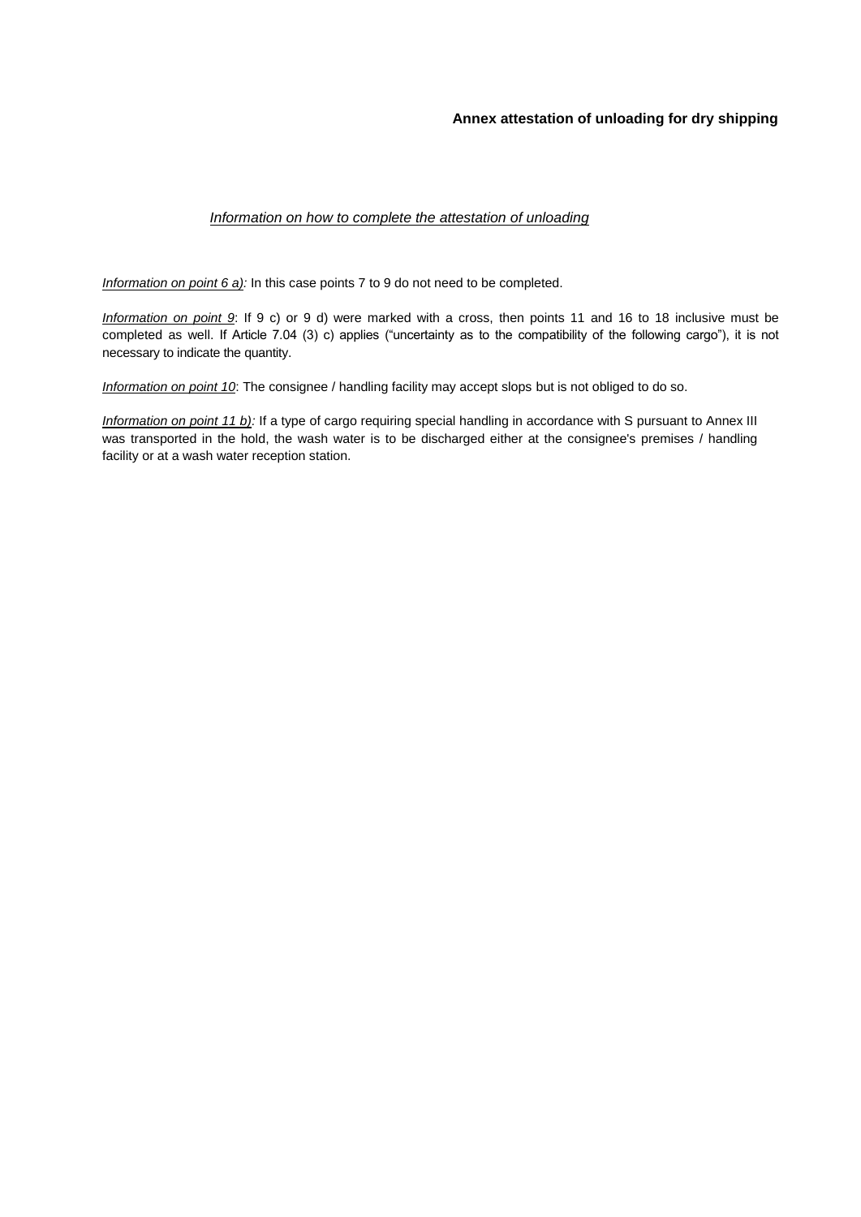**Annex attestation of unloading for dry shipping**

*Information on how to complete the attestation of unloading*

*Information on point 6 a):* In this case points 7 to 9 do not need to be completed.

*Information on point 9*: If 9 c) or 9 d) were marked with a cross, then points 11 and 16 to 18 inclusive must be completed as well. If Article 7.04 (3) c) applies ("uncertainty as to the compatibility of the following cargo"), it is not necessary to indicate the quantity.

*Information on point 10*: The consignee / handling facility may accept slops but is not obliged to do so.

*Information on point 11 b):* If a type of cargo requiring special handling in accordance with S pursuant to Annex III was transported in the hold, the wash water is to be discharged either at the consignee's premises / handling facility or at a wash water reception station.